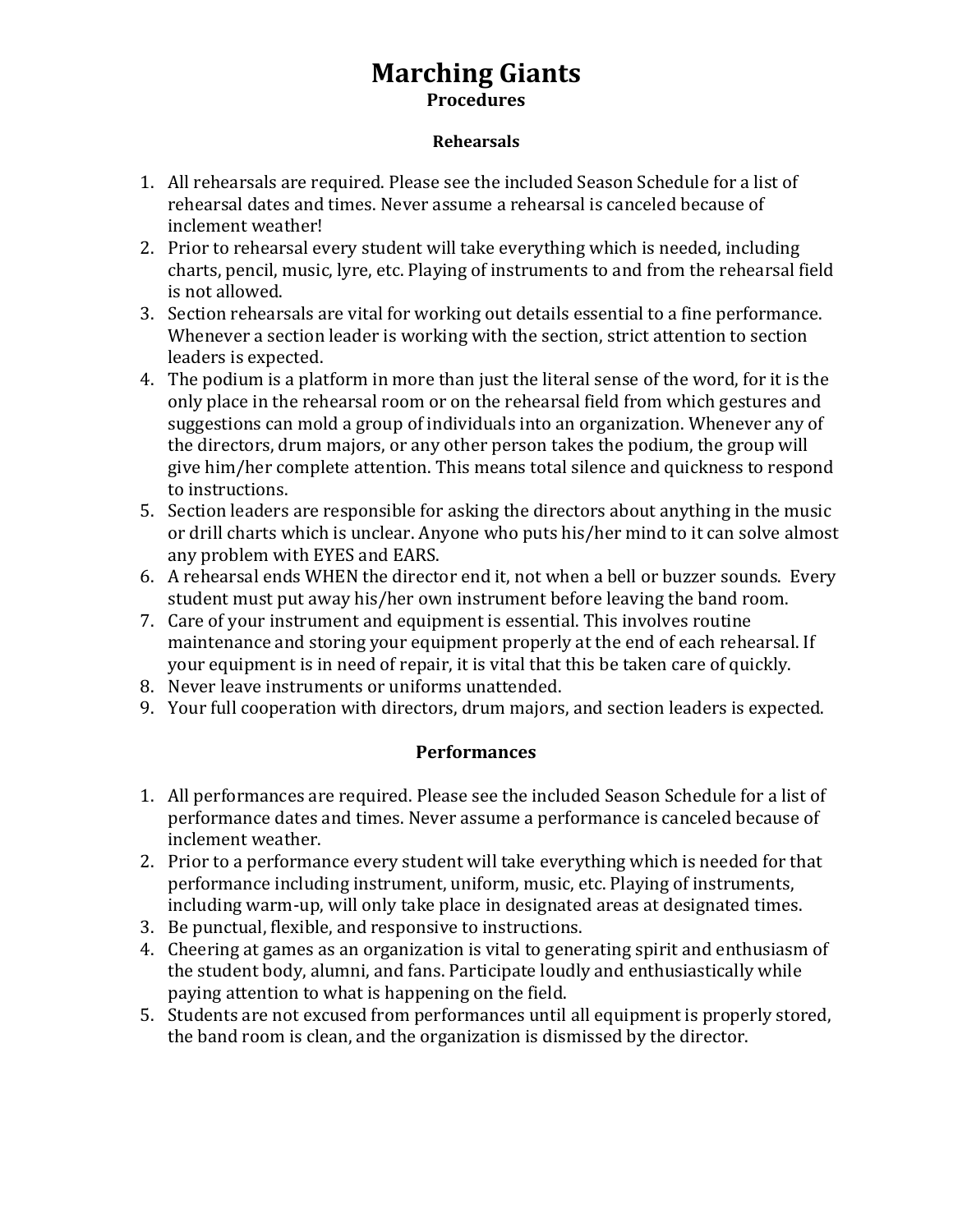# Marching Giants

## Procedures

### Rehearsals

1. All rehearsals are required. Please see the included Season Schedule for a list of rehearsal dates and times. Never assume a rehearsal is canceled because of inclement weather!
2. Prior to rehearsal every student will take everything which is needed, including charts, pencil, music, lyre, etc. Playing of instruments to and from the rehearsal field is not allowed.
3. Section rehearsals are vital for working out details essential to a fine performance. Whenever a section leader is working with the section, strict attention to section leaders is expected.
4. The podium is a platform in more than just the literal sense of the word, for it is the only place in the rehearsal room or on the rehearsal field from which gestures and suggestions can mold a group of individuals into an organization. Whenever any of the directors, drum majors, or any other person takes the podium, the group will give him/her complete attention. This means total silence and quickness to respond to instructions.
5. Section leaders are responsible for asking the directors about anything in the music or drill charts which is unclear. Anyone who puts his/her mind to it can solve almost any problem with EYES and EARS.
6. A rehearsal ends WHEN the director end it, not when a bell or buzzer sounds. Every student must put away his/her own instrument before leaving the band room.
7. Care of your instrument and equipment is essential. This involves routine maintenance and storing your equipment properly at the end of each rehearsal. If your equipment is in need of repair, it is vital that this be taken care of quickly.
8. Never leave instruments or uniforms unattended.
9. Your full cooperation with directors, drum majors, and section leaders is expected.

### Performances

1. All performances are required. Please see the included Season Schedule for a list of performance dates and times. Never assume a performance is canceled because of inclement weather.
2. Prior to a performance every student will take everything which is needed for that performance including instrument, uniform, music, etc. Playing of instruments, including warm-up, will only take place in designated areas at designated times.
3. Be punctual, flexible, and responsive to instructions.
4. Cheering at games as an organization is vital to generating spirit and enthusiasm of the student body, alumni, and fans. Participate loudly and enthusiastically while paying attention to what is happening on the field.
5. Students are not excused from performances until all equipment is properly stored, the band room is clean, and the organization is dismissed by the director.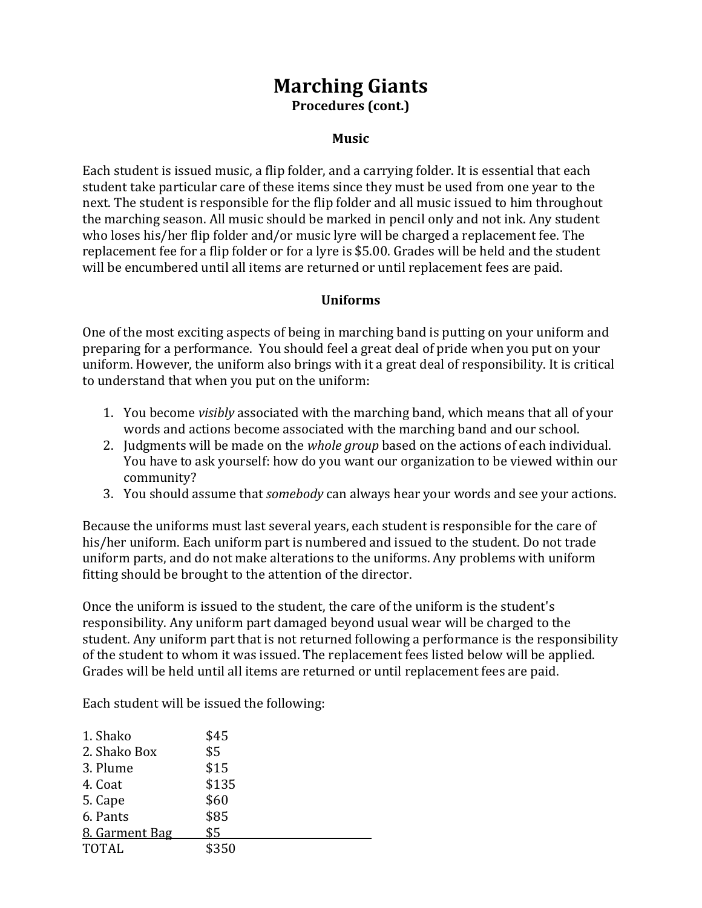# Marching Giants

**Procedures (cont.)**

## Music

Each student is issued music, a flip folder, and a carrying folder. It is essential that each student take particular care of these items since they must be used from one year to the next. The student is responsible for the flip folder and all music issued to him throughout the marching season. All music should be marked in pencil only and not ink. Any student who loses his/her flip folder and/or music lyre will be charged a replacement fee. The replacement fee for a flip folder or for a lyre is $5.00. Grades will be held and the student will be encumbered until all items are returned or until replacement fees are paid.

## Uniforms

One of the most exciting aspects of being in marching band is putting on your uniform and preparing for a performance. You should feel a great deal of pride when you put on your uniform. However, the uniform also brings with it a great deal of responsibility. It is critical to understand that when you put on the uniform:

1. You become *visibly* associated with the marching band, which means that all of your words and actions become associated with the marching band and our school.
2. Judgments will be made on the *whole group* based on the actions of each individual. You have to ask yourself: how do you want our organization to be viewed within our community?
3. You should assume that *somebody* can always hear your words and see your actions.

Because the uniforms must last several years, each student is responsible for the care of his/her uniform. Each uniform part is numbered and issued to the student. Do not trade uniform parts, and do not make alterations to the uniforms. Any problems with uniform fitting should be brought to the attention of the director.

Once the uniform is issued to the student, the care of the uniform is the student's responsibility. Any uniform part damaged beyond usual wear will be charged to the student. Any uniform part that is not returned following a performance is the responsibility of the student to whom it was issued. The replacement fees listed below will be applied. Grades will be held until all items are returned or until replacement fees are paid.

Each student will be issued the following:

| Item | Fee |
|---|---|
| 1. Shako | $45 |
| 2. Shako Box | $5 |
| 3. Plume | $15 |
| 4. Coat | $135 |
| 5. Cape | $60 |
| 6. Pants | $85 |
| 8. Garment Bag | $5 |
| TOTAL | $350 |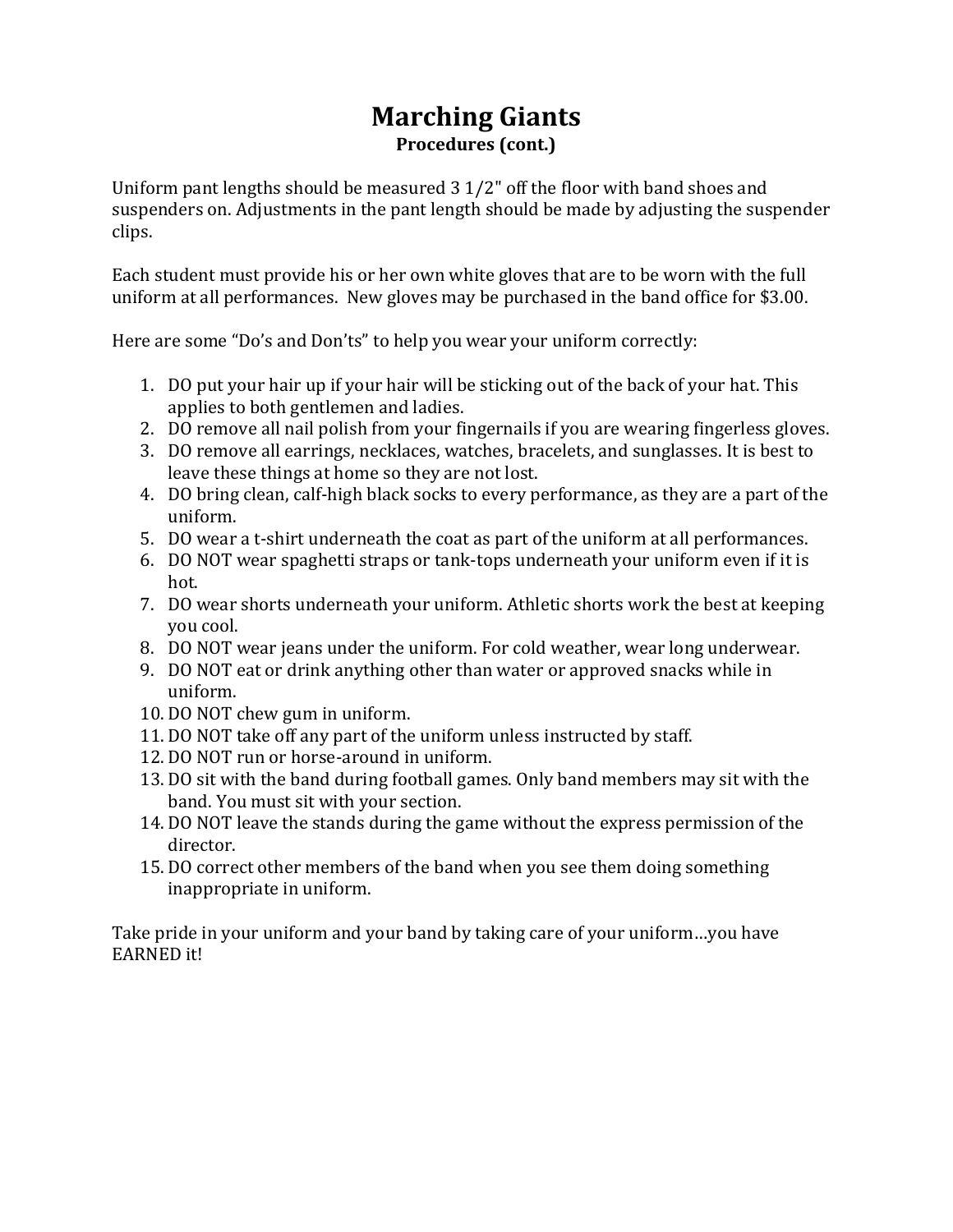# Marching Giants

**Procedures (cont.)**

Uniform pant lengths should be measured 3 1/2" off the floor with band shoes and suspenders on. Adjustments in the pant length should be made by adjusting the suspender clips.

Each student must provide his or her own white gloves that are to be worn with the full uniform at all performances. New gloves may be purchased in the band office for $3.00.

Here are some "Do's and Don'ts" to help you wear your uniform correctly:

1. DO put your hair up if your hair will be sticking out of the back of your hat. This applies to both gentlemen and ladies.
2. DO remove all nail polish from your fingernails if you are wearing fingerless gloves.
3. DO remove all earrings, necklaces, watches, bracelets, and sunglasses. It is best to leave these things at home so they are not lost.
4. DO bring clean, calf-high black socks to every performance, as they are a part of the uniform.
5. DO wear a t-shirt underneath the coat as part of the uniform at all performances.
6. DO NOT wear spaghetti straps or tank-tops underneath your uniform even if it is hot.
7. DO wear shorts underneath your uniform. Athletic shorts work the best at keeping you cool.
8. DO NOT wear jeans under the uniform. For cold weather, wear long underwear.
9. DO NOT eat or drink anything other than water or approved snacks while in uniform.
10. DO NOT chew gum in uniform.
11. DO NOT take off any part of the uniform unless instructed by staff.
12. DO NOT run or horse-around in uniform.
13. DO sit with the band during football games. Only band members may sit with the band. You must sit with your section.
14. DO NOT leave the stands during the game without the express permission of the director.
15. DO correct other members of the band when you see them doing something inappropriate in uniform.

Take pride in your uniform and your band by taking care of your uniform…you have EARNED it!